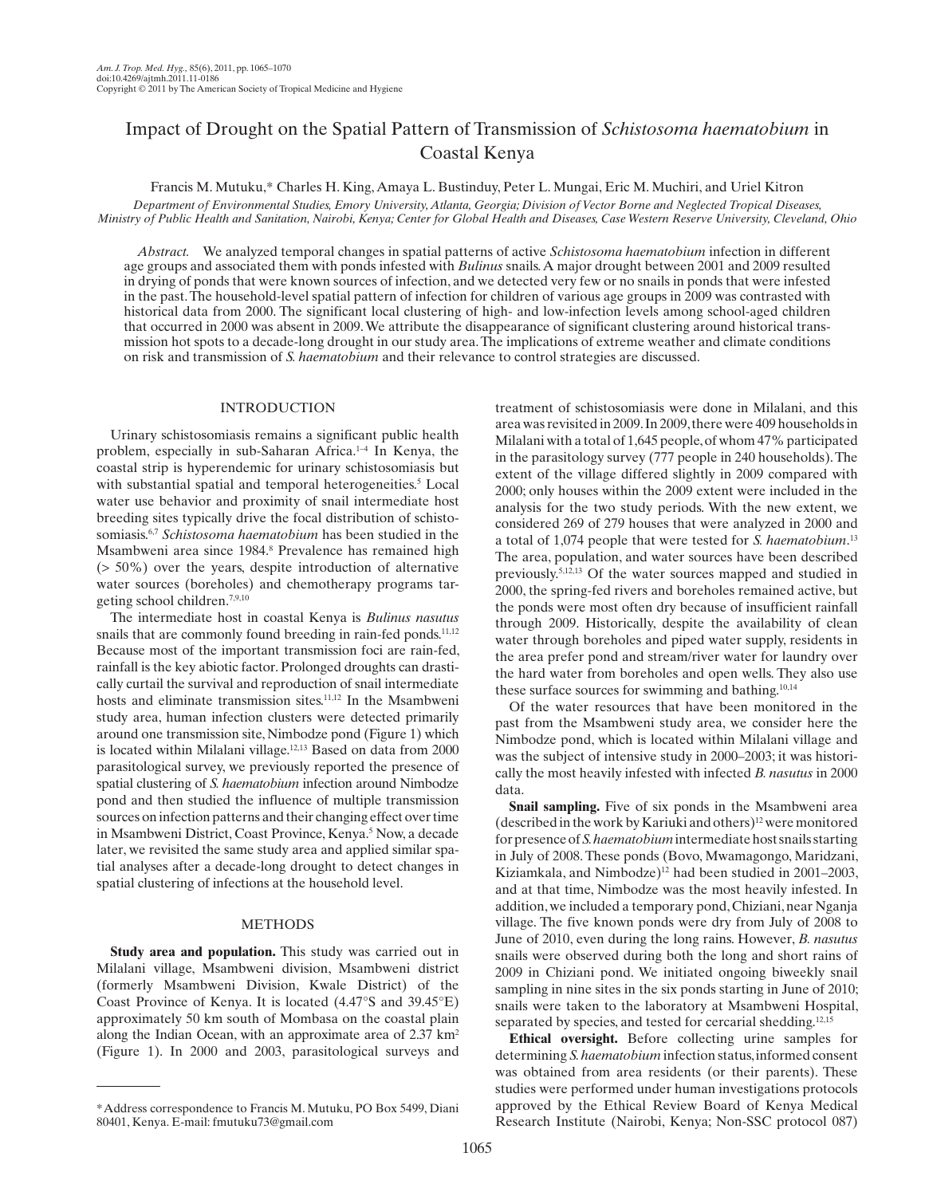# Impact of Drought on the Spatial Pattern of Transmission of *Schistosoma haematobium* in Coastal Kenya

Francis M. Mutuku,* Charles H. King, Amaya L. Bustinduy, Peter L. Mungai, Eric M. Muchiri, and Uriel Kitron

*Department of Environmental Studies, Emory University, Atlanta, Georgia; Division of Vector Borne and Neglected Tropical Diseases, Ministry of Public Health and Sanitation, Nairobi, Kenya; Center for Global Health and Diseases, Case Western Reserve University, Cleveland, Ohio*

*Abstract.* We analyzed temporal changes in spatial patterns of active *Schistosoma haematobium* infection in different age groups and associated them with ponds infested with *Bulinus* snails. A major drought between 2001 and 2009 resulted in drying of ponds that were known sources of infection, and we detected very few or no snails in ponds that were infested in the past. The household-level spatial pattern of infection for children of various age groups in 2009 was contrasted with historical data from 2000. The significant local clustering of high- and low-infection levels among school-aged children that occurred in 2000 was absent in 2009. We attribute the disappearance of significant clustering around historical transmission hot spots to a decade-long drought in our study area. The implications of extreme weather and climate conditions on risk and transmission of *S. haematobium* and their relevance to control strategies are discussed.

## INTRODUCTION

Urinary schistosomiasis remains a significant public health problem, especially in sub-Saharan Africa.[1–4] In Kenya, the coastal strip is hyperendemic for urinary schistosomiasis but with substantial spatial and temporal heterogeneities.[5] Local water use behavior and proximity of snail intermediate host breeding sites typically drive the focal distribution of schistosomiasis.[6,7] *Schistosoma haematobium* has been studied in the Msambweni area since 1984.[8] Prevalence has remained high (> 50%) over the years, despite introduction of alternative water sources (boreholes) and chemotherapy programs targeting school children.[7,9,10]

The intermediate host in coastal Kenya is *Bulinus nasutus* snails that are commonly found breeding in rain-fed ponds.[11,12] Because most of the important transmission foci are rain-fed, rainfall is the key abiotic factor. Prolonged droughts can drastically curtail the survival and reproduction of snail intermediate hosts and eliminate transmission sites.[11,12] In the Msambweni study area, human infection clusters were detected primarily around one transmission site, Nimbodze pond (Figure 1) which is located within Milalani village.[12,13] Based on data from 2000 parasitological survey, we previously reported the presence of spatial clustering of *S. haematobium* infection around Nimbodze pond and then studied the influence of multiple transmission sources on infection patterns and their changing effect over time in Msambweni District, Coast Province, Kenya.[5] Now, a decade later, we revisited the same study area and applied similar spatial analyses after a decade-long drought to detect changes in spatial clustering of infections at the household level.

## METHODS

**Study area and population.** This study was carried out in Milalani village, Msambweni division, Msambweni district (formerly Msambweni Division, Kwale District) of the Coast Province of Kenya. It is located (4.47°S and 39.45°E) approximately 50 km south of Mombasa on the coastal plain along the Indian Ocean, with an approximate area of 2.37 km$^2$ (Figure 1). In 2000 and 2003, parasitological surveys and treatment of schistosomiasis were done in Milalani, and this area was revisited in 2009. In 2009, there were 409 households in Milalani with a total of 1,645 people, of whom 47% participated in the parasitology survey (777 people in 240 households). The extent of the village differed slightly in 2009 compared with 2000; only houses within the 2009 extent were included in the analysis for the two study periods. With the new extent, we considered 269 of 279 houses that were analyzed in 2000 and a total of 1,074 people that were tested for *S. haematobium*.[13] The area, population, and water sources have been described previously.[5,12,13] Of the water sources mapped and studied in 2000, the spring-fed rivers and boreholes remained active, but the ponds were most often dry because of insufficient rainfall through 2009. Historically, despite the availability of clean water through boreholes and piped water supply, residents in the area prefer pond and stream/river water for laundry over the hard water from boreholes and open wells. They also use these surface sources for swimming and bathing.[10,14]

Of the water resources that have been monitored in the past from the Msambweni study area, we consider here the Nimbodze pond, which is located within Milalani village and was the subject of intensive study in 2000–2003; it was historically the most heavily infested with infected *B. nasutus* in 2000 data.

**Snail sampling.** Five of six ponds in the Msambweni area (described in the work by Kariuki and others)[12] were monitored for presence of *S. haematobium* intermediate host snails starting in July of 2008. These ponds (Bovo, Mwamagongo, Maridzani, Kiziamkala, and Nimbodze)[12] had been studied in 2001–2003, and at that time, Nimbodze was the most heavily infested. In addition, we included a temporary pond, Chiziani, near Nganja village. The five known ponds were dry from July of 2008 to June of 2010, even during the long rains. However, *B. nasutus* snails were observed during both the long and short rains of 2009 in Chiziani pond. We initiated ongoing biweekly snail sampling in nine sites in the six ponds starting in June of 2010; snails were taken to the laboratory at Msambweni Hospital, separated by species, and tested for cercarial shedding.[12,15]

**Ethical oversight.** Before collecting urine samples for determining *S. haematobium* infection status, informed consent was obtained from area residents (or their parents). These studies were performed under human investigations protocols approved by the Ethical Review Board of Kenya Medical Research Institute (Nairobi, Kenya; Non-SSC protocol 087)

\* Address correspondence to Francis M. Mutuku, PO Box 5499, Diani 80401, Kenya. E-mail: fmutuku73@gmail.com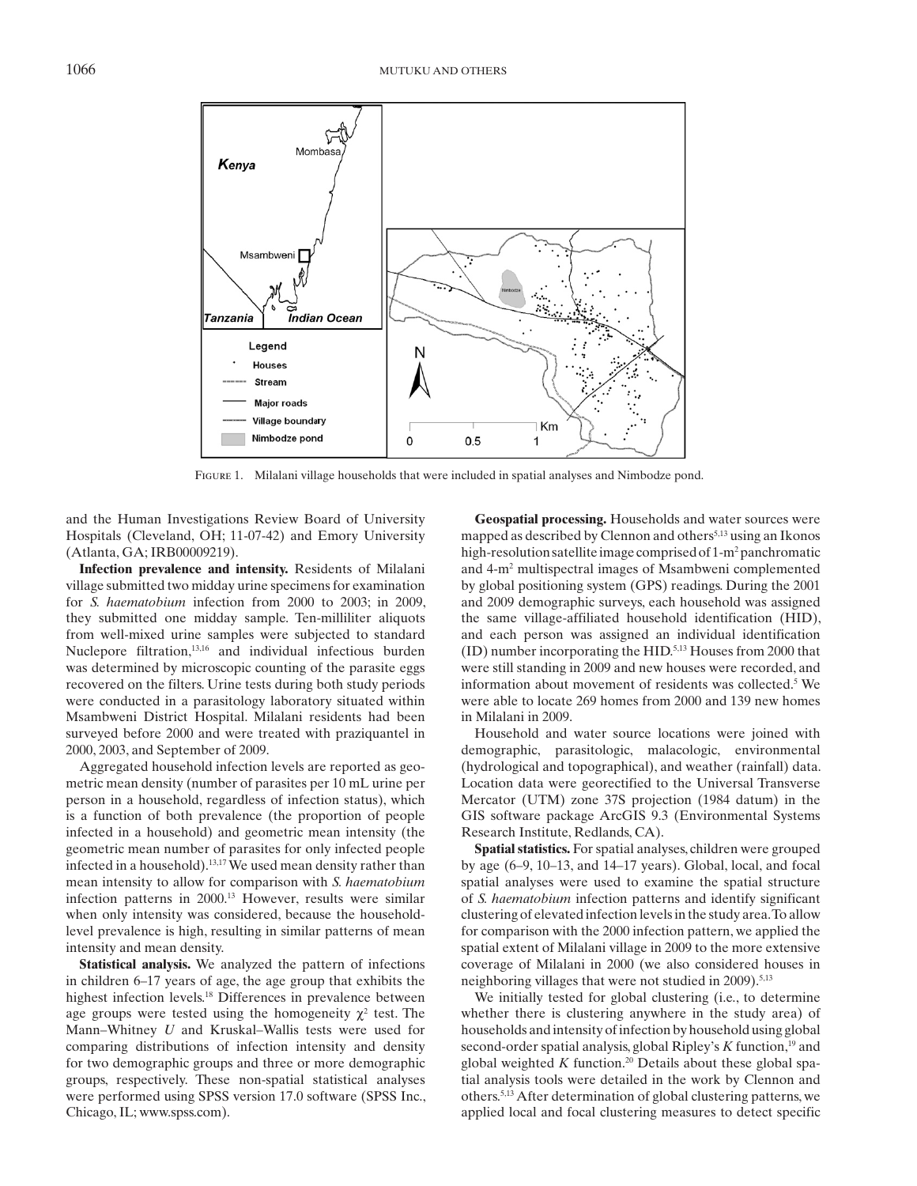FIGURE 1. Milalani village households that were included in spatial analyses and Nimbodze pond.

and the Human Investigations Review Board of University Hospitals (Cleveland, OH; 11-07-42) and Emory University (Atlanta, GA; IRB00009219).

**Infection prevalence and intensity.** Residents of Milalani village submitted two midday urine specimens for examination for *S. haematobium* infection from 2000 to 2003; in 2009, they submitted one midday sample. Ten-milliliter aliquots from well-mixed urine samples were subjected to standard Nuclepore filtration,[13,16] and individual infectious burden was determined by microscopic counting of the parasite eggs recovered on the filters. Urine tests during both study periods were conducted in a parasitology laboratory situated within Msambweni District Hospital. Milalani residents had been surveyed before 2000 and were treated with praziquantel in 2000, 2003, and September of 2009.

Aggregated household infection levels are reported as geometric mean density (number of parasites per 10 mL urine per person in a household, regardless of infection status), which is a function of both prevalence (the proportion of people infected in a household) and geometric mean intensity (the geometric mean number of parasites for only infected people infected in a household).[13,17] We used mean density rather than mean intensity to allow for comparison with *S. haematobium* infection patterns in 2000.[13] However, results were similar when only intensity was considered, because the household-level prevalence is high, resulting in similar patterns of mean intensity and mean density.

**Statistical analysis.** We analyzed the pattern of infections in children 6–17 years of age, the age group that exhibits the highest infection levels.[18] Differences in prevalence between age groups were tested using the homogeneity $\chi^2$ test. The Mann–Whitney *U* and Kruskal–Wallis tests were used for comparing distributions of infection intensity and density for two demographic groups and three or more demographic groups, respectively. These non-spatial statistical analyses were performed using SPSS version 17.0 software (SPSS Inc., Chicago, IL; www.spss.com).

**Geospatial processing.** Households and water sources were mapped as described by Clennon and others[5,13] using an Ikonos high-resolution satellite image comprised of 1-$m^2$ panchromatic and 4-$m^2$ multispectral images of Msambweni complemented by global positioning system (GPS) readings. During the 2001 and 2009 demographic surveys, each household was assigned the same village-affiliated household identification (HID), and each person was assigned an individual identification (ID) number incorporating the HID.[5,13] Houses from 2000 that were still standing in 2009 and new houses were recorded, and information about movement of residents was collected.[5] We were able to locate 269 homes from 2000 and 139 new homes in Milalani in 2009.

Household and water source locations were joined with demographic, parasitologic, malacologic, environmental (hydrological and topographical), and weather (rainfall) data. Location data were georectified to the Universal Transverse Mercator (UTM) zone 37S projection (1984 datum) in the GIS software package ArcGIS 9.3 (Environmental Systems Research Institute, Redlands, CA).

**Spatial statistics.** For spatial analyses, children were grouped by age (6–9, 10–13, and 14–17 years). Global, local, and focal spatial analyses were used to examine the spatial structure of *S. haematobium* infection patterns and identify significant clustering of elevated infection levels in the study area. To allow for comparison with the 2000 infection pattern, we applied the spatial extent of Milalani village in 2009 to the more extensive coverage of Milalani in 2000 (we also considered houses in neighboring villages that were not studied in 2009).[5,13]

We initially tested for global clustering (i.e., to determine whether there is clustering anywhere in the study area) of households and intensity of infection by household using global second-order spatial analysis, global Ripley's *K* function,[19] and global weighted *K* function.[20] Details about these global spatial analysis tools were detailed in the work by Clennon and others.[5,13] After determination of global clustering patterns, we applied local and focal clustering measures to detect specific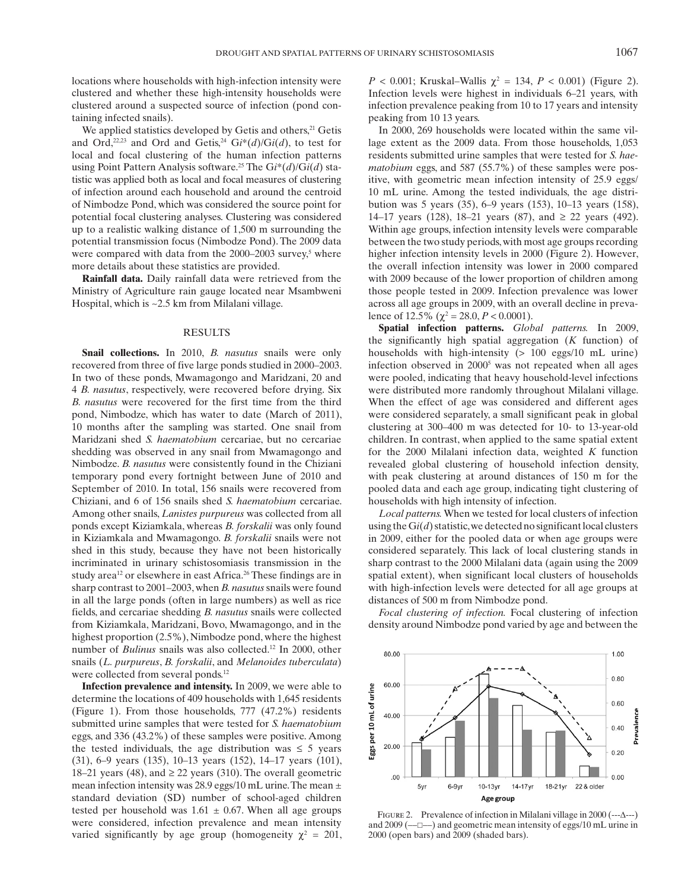locations where households with high-infection intensity were clustered and whether these high-intensity households were clustered around a suspected source of infection (pond containing infected snails).

We applied statistics developed by Getis and others,[21] Getis and Ord,[22,23] and Ord and Getis,[24] $Gi^*(d)/Gi(d)$, to test for local and focal clustering of the human infection patterns using Point Pattern Analysis software.[25] The $Gi^*(d)/Gi(d)$ statistic was applied both as local and focal measures of clustering of infection around each household and around the centroid of Nimbodze Pond, which was considered the source point for potential focal clustering analyses. Clustering was considered up to a realistic walking distance of 1,500 m surrounding the potential transmission focus (Nimbodze Pond). The 2009 data were compared with data from the 2000–2003 survey,[5] where more details about these statistics are provided.

**Rainfall data.** Daily rainfall data were retrieved from the Ministry of Agriculture rain gauge located near Msambweni Hospital, which is ~2.5 km from Milalani village.

## RESULTS

**Snail collections.** In 2010, *B. nasutus* snails were only recovered from three of five large ponds studied in 2000–2003. In two of these ponds, Mwamagongo and Maridzani, 20 and 4 *B. nasutus*, respectively, were recovered before drying. Six *B. nasutus* were recovered for the first time from the third pond, Nimbodze, which has water to date (March of 2011), 10 months after the sampling was started. One snail from Maridzani shed *S. haematobium* cercariae, but no cercariae shedding was observed in any snail from Mwamagongo and Nimbodze. *B. nasutus* were consistently found in the Chiziani temporary pond every fortnight between June of 2010 and September of 2010. In total, 156 snails were recovered from Chiziani, and 6 of 156 snails shed *S. haematobium* cercariae. Among other snails, *Lanistes purpureus* was collected from all ponds except Kiziamkala, whereas *B. forskalii* was only found in Kiziamkala and Mwamagongo. *B. forskalii* snails were not shed in this study, because they have not been historically incriminated in urinary schistosomiasis transmission in the study area[12] or elsewhere in east Africa.[26] These findings are in sharp contrast to 2001–2003, when *B. nasutus* snails were found in all the large ponds (often in large numbers) as well as rice fields, and cercariae shedding *B. nasutus* snails were collected from Kiziamkala, Maridzani, Bovo, Mwamagongo, and in the highest proportion (2.5%), Nimbodze pond, where the highest number of *Bulinus* snails was also collected.[12] In 2000, other snails (*L. purpureus*, *B. forskalii*, and *Melanoides tuberculata*) were collected from several ponds.[12]

**Infection prevalence and intensity.** In 2009, we were able to determine the locations of 409 households with 1,645 residents (Figure 1). From those households, 777 (47.2%) residents submitted urine samples that were tested for *S. haematobium* eggs, and 336 (43.2%) of these samples were positive. Among the tested individuals, the age distribution was ≤ 5 years (31), 6–9 years (135), 10–13 years (152), 14–17 years (101), 18–21 years (48), and ≥ 22 years (310). The overall geometric mean infection intensity was 28.9 eggs/10 mL urine. The mean ± standard deviation (SD) number of school-aged children tested per household was 1.61 ± 0.67. When all age groups were considered, infection prevalence and mean intensity varied significantly by age group (homogeneity $\chi^2$ = 201, $P$ < 0.001; Kruskal–Wallis $\chi^2$ = 134, $P$ < 0.001) (Figure 2). Infection levels were highest in individuals 6–21 years, with infection prevalence peaking from 10 to 17 years and intensity peaking from 10 13 years.

In 2000, 269 households were located within the same village extent as the 2009 data. From those households, 1,053 residents submitted urine samples that were tested for *S. haematobium* eggs, and 587 (55.7%) of these samples were positive, with geometric mean infection intensity of 25.9 eggs/10 mL urine. Among the tested individuals, the age distribution was 5 years (35), 6–9 years (153), 10–13 years (158), 14–17 years (128), 18–21 years (87), and ≥ 22 years (492). Within age groups, infection intensity levels were comparable between the two study periods, with most age groups recording higher infection intensity levels in 2000 (Figure 2). However, the overall infection intensity was lower in 2000 compared with 2009 because of the lower proportion of children among those people tested in 2009. Infection prevalence was lower across all age groups in 2009, with an overall decline in prevalence of 12.5% ($\chi^2$ = 28.0, $P$ < 0.0001).

**Spatial infection patterns.** *Global patterns.* In 2009, the significantly high spatial aggregation ($K$ function) of households with high-intensity (> 100 eggs/10 mL urine) infection observed in 2000[5] was not repeated when all ages were pooled, indicating that heavy household-level infections were distributed more randomly throughout Milalani village. When the effect of age was considered and different ages were considered separately, a small significant peak in global clustering at 300–400 m was detected for 10- to 13-year-old children. In contrast, when applied to the same spatial extent for the 2000 Milalani infection data, weighted $K$ function revealed global clustering of household infection density, with peak clustering at around distances of 150 m for the pooled data and each age group, indicating tight clustering of households with high intensity of infection.

*Local patterns.* When we tested for local clusters of infection using the $Gi(d)$ statistic, we detected no significant local clusters in 2009, either for the pooled data or when age groups were considered separately. This lack of local clustering stands in sharp contrast to the 2000 Milalani data (again using the 2009 spatial extent), when significant local clusters of households with high-infection levels were detected for all age groups at distances of 500 m from Nimbodze pond.

*Focal clustering of infection.* Focal clustering of infection density around Nimbodze pond varied by age and between the

FIGURE 2. Prevalence of infection in Milalani village in 2000 (---Δ---) and 2009 (—□—) and geometric mean intensity of eggs/10 mL urine in 2000 (open bars) and 2009 (shaded bars).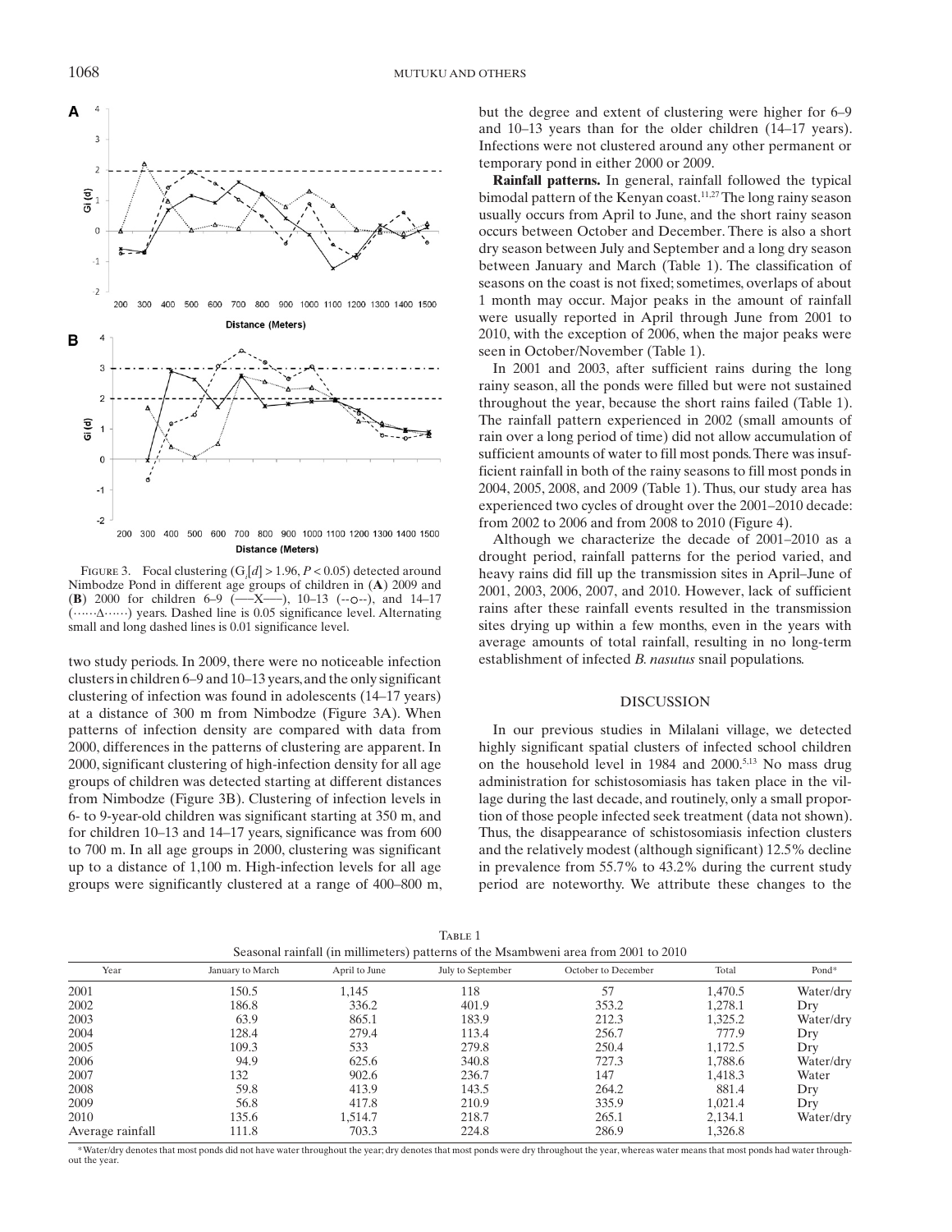FIGURE 3. Focal clustering ($G_i[d] > 1.96$, $P < 0.05$) detected around Nimbodze Pond in different age groups of children in (**A**) 2009 and (**B**) 2000 for children 6–9 (——X——), 10–13 (--○--), and 14–17 (······Δ······) years. Dashed line is 0.05 significance level. Alternating small and long dashed lines is 0.01 significance level.

two study periods. In 2009, there were no noticeable infection clusters in children 6–9 and 10–13 years, and the only significant clustering of infection was found in adolescents (14–17 years) at a distance of 300 m from Nimbodze (Figure 3A). When patterns of infection density are compared with data from 2000, differences in the patterns of clustering are apparent. In 2000, significant clustering of high-infection density for all age groups of children was detected starting at different distances from Nimbodze (Figure 3B). Clustering of infection levels in 6- to 9-year-old children was significant starting at 350 m, and for children 10–13 and 14–17 years, significance was from 600 to 700 m. In all age groups in 2000, clustering was significant up to a distance of 1,100 m. High-infection levels for all age groups were significantly clustered at a range of 400–800 m, but the degree and extent of clustering were higher for 6–9 and 10–13 years than for the older children (14–17 years). Infections were not clustered around any other permanent or temporary pond in either 2000 or 2009.

**Rainfall patterns.** In general, rainfall followed the typical bimodal pattern of the Kenyan coast.[11,27] The long rainy season usually occurs from April to June, and the short rainy season occurs between October and December. There is also a short dry season between July and September and a long dry season between January and March (Table 1). The classification of seasons on the coast is not fixed; sometimes, overlaps of about 1 month may occur. Major peaks in the amount of rainfall were usually reported in April through June from 2001 to 2010, with the exception of 2006, when the major peaks were seen in October/November (Table 1).

In 2001 and 2003, after sufficient rains during the long rainy season, all the ponds were filled but were not sustained throughout the year, because the short rains failed (Table 1). The rainfall pattern experienced in 2002 (small amounts of rain over a long period of time) did not allow accumulation of sufficient amounts of water to fill most ponds. There was insufficient rainfall in both of the rainy seasons to fill most ponds in 2004, 2005, 2008, and 2009 (Table 1). Thus, our study area has experienced two cycles of drought over the 2001–2010 decade: from 2002 to 2006 and from 2008 to 2010 (Figure 4).

Although we characterize the decade of 2001–2010 as a drought period, rainfall patterns for the period varied, and heavy rains did fill up the transmission sites in April–June of 2001, 2003, 2006, 2007, and 2010. However, lack of sufficient rains after these rainfall events resulted in the transmission sites drying up within a few months, even in the years with average amounts of total rainfall, resulting in no long-term establishment of infected *B. nasutus* snail populations.

## DISCUSSION

In our previous studies in Milalani village, we detected highly significant spatial clusters of infected school children on the household level in 1984 and 2000.[5,13] No mass drug administration for schistosomiasis has taken place in the village during the last decade, and routinely, only a small proportion of those people infected seek treatment (data not shown). Thus, the disappearance of schistosomiasis infection clusters and the relatively modest (although significant) 12.5% decline in prevalence from 55.7% to 43.2% during the current study period are noteworthy. We attribute these changes to the

TABLE 1
Seasonal rainfall (in millimeters) patterns of the Msambweni area from 2001 to 2010

| Year | January to March | April to June | July to September | October to December | Total | Pond* |
|---|---|---|---|---|---|---|
| 2001 | 150.5 | 1,145 | 118 | 57 | 1,470.5 | Water/dry |
| 2002 | 186.8 | 336.2 | 401.9 | 353.2 | 1,278.1 | Dry |
| 2003 | 63.9 | 865.1 | 183.9 | 212.3 | 1,325.2 | Water/dry |
| 2004 | 128.4 | 279.4 | 113.4 | 256.7 | 777.9 | Dry |
| 2005 | 109.3 | 533 | 279.8 | 250.4 | 1,172.5 | Dry |
| 2006 | 94.9 | 625.6 | 340.8 | 727.3 | 1,788.6 | Water/dry |
| 2007 | 132 | 902.6 | 236.7 | 147 | 1,418.3 | Water |
| 2008 | 59.8 | 413.9 | 143.5 | 264.2 | 881.4 | Dry |
| 2009 | 56.8 | 417.8 | 210.9 | 335.9 | 1,021.4 | Dry |
| 2010 | 135.6 | 1,514.7 | 218.7 | 265.1 | 2,134.1 | Water/dry |
| Average rainfall | 111.8 | 703.3 | 224.8 | 286.9 | 1,326.8 | |

*Water/dry denotes that most ponds did not have water throughout the year; dry denotes that most ponds were dry throughout the year, whereas water means that most ponds had water throughout the year.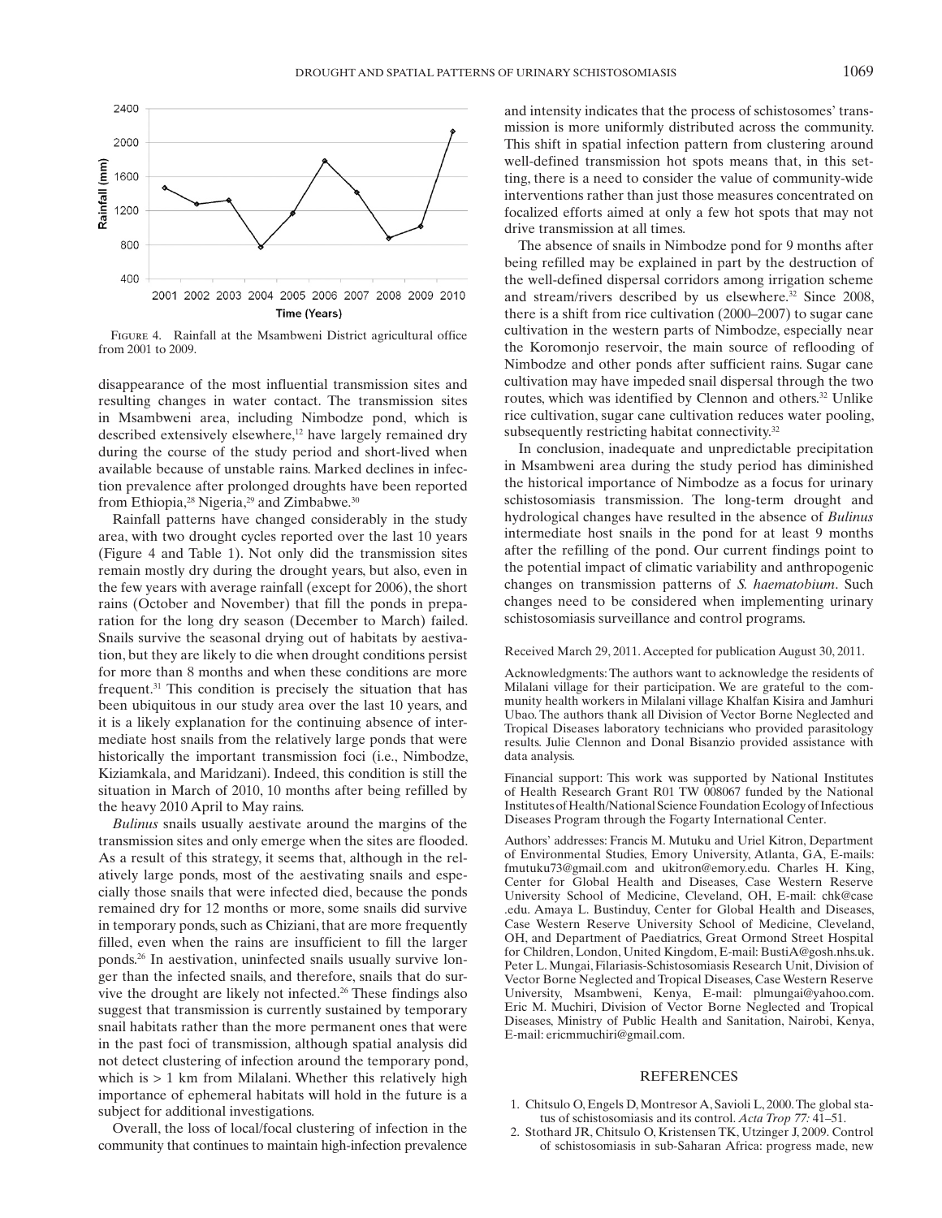FIGURE 4. Rainfall at the Msambweni District agricultural office from 2001 to 2009.

disappearance of the most influential transmission sites and resulting changes in water contact. The transmission sites in Msambweni area, including Nimbodze pond, which is described extensively elsewhere,[12] have largely remained dry during the course of the study period and short-lived when available because of unstable rains. Marked declines in infection prevalence after prolonged droughts have been reported from Ethiopia,[28] Nigeria,[29] and Zimbabwe.[30]

Rainfall patterns have changed considerably in the study area, with two drought cycles reported over the last 10 years (Figure 4 and Table 1). Not only did the transmission sites remain mostly dry during the drought years, but also, even in the few years with average rainfall (except for 2006), the short rains (October and November) that fill the ponds in preparation for the long dry season (December to March) failed. Snails survive the seasonal drying out of habitats by aestivation, but they are likely to die when drought conditions persist for more than 8 months and when these conditions are more frequent.[31] This condition is precisely the situation that has been ubiquitous in our study area over the last 10 years, and it is a likely explanation for the continuing absence of intermediate host snails from the relatively large ponds that were historically the important transmission foci (i.e., Nimbodze, Kiziamkala, and Maridzani). Indeed, this condition is still the situation in March of 2010, 10 months after being refilled by the heavy 2010 April to May rains.

*Bulinus* snails usually aestivate around the margins of the transmission sites and only emerge when the sites are flooded. As a result of this strategy, it seems that, although in the relatively large ponds, most of the aestivating snails and especially those snails that were infected died, because the ponds remained dry for 12 months or more, some snails did survive in temporary ponds, such as Chiziani, that are more frequently filled, even when the rains are insufficient to fill the larger ponds.[26] In aestivation, uninfected snails usually survive longer than the infected snails, and therefore, snails that do survive the drought are likely not infected.[26] These findings also suggest that transmission is currently sustained by temporary snail habitats rather than the more permanent ones that were in the past foci of transmission, although spatial analysis did not detect clustering of infection around the temporary pond, which is > 1 km from Milalani. Whether this relatively high importance of ephemeral habitats will hold in the future is a subject for additional investigations.

Overall, the loss of local/focal clustering of infection in the community that continues to maintain high-infection prevalence and intensity indicates that the process of schistosomes' transmission is more uniformly distributed across the community. This shift in spatial infection pattern from clustering around well-defined transmission hot spots means that, in this setting, there is a need to consider the value of community-wide interventions rather than just those measures concentrated on focalized efforts aimed at only a few hot spots that may not drive transmission at all times.

The absence of snails in Nimbodze pond for 9 months after being refilled may be explained in part by the destruction of the well-defined dispersal corridors among irrigation scheme and stream/rivers described by us elsewhere.[32] Since 2008, there is a shift from rice cultivation (2000–2007) to sugar cane cultivation in the western parts of Nimbodze, especially near the Koromonjo reservoir, the main source of reflooding of Nimbodze and other ponds after sufficient rains. Sugar cane cultivation may have impeded snail dispersal through the two routes, which was identified by Clennon and others.[32] Unlike rice cultivation, sugar cane cultivation reduces water pooling, subsequently restricting habitat connectivity.[32]

In conclusion, inadequate and unpredictable precipitation in Msambweni area during the study period has diminished the historical importance of Nimbodze as a focus for urinary schistosomiasis transmission. The long-term drought and hydrological changes have resulted in the absence of *Bulinus* intermediate host snails in the pond for at least 9 months after the refilling of the pond. Our current findings point to the potential impact of climatic variability and anthropogenic changes on transmission patterns of *S. haematobium*. Such changes need to be considered when implementing urinary schistosomiasis surveillance and control programs.

Received March 29, 2011. Accepted for publication August 30, 2011.

Acknowledgments: The authors want to acknowledge the residents of Milalani village for their participation. We are grateful to the community health workers in Milalani village Khalfan Kisira and Jamhuri Ubao. The authors thank all Division of Vector Borne Neglected and Tropical Diseases laboratory technicians who provided parasitology results. Julie Clennon and Donal Bisanzio provided assistance with data analysis.

Financial support: This work was supported by National Institutes of Health Research Grant R01 TW 008067 funded by the National Institutes of Health/National Science Foundation Ecology of Infectious Diseases Program through the Fogarty International Center.

Authors' addresses: Francis M. Mutuku and Uriel Kitron, Department of Environmental Studies, Emory University, Atlanta, GA, E-mails: fmutuku73@gmail.com and ukitron@emory.edu. Charles H. King, Center for Global Health and Diseases, Case Western Reserve University School of Medicine, Cleveland, OH, E-mail: chk@case.edu. Amaya L. Bustinduy, Center for Global Health and Diseases, Case Western Reserve University School of Medicine, Cleveland, OH, and Department of Paediatrics, Great Ormond Street Hospital for Children, London, United Kingdom, E-mail: BustiA@gosh.nhs.uk. Peter L. Mungai, Filariasis-Schistosomiasis Research Unit, Division of Vector Borne Neglected and Tropical Diseases, Case Western Reserve University, Msambweni, Kenya, E-mail: plmungai@yahoo.com. Eric M. Muchiri, Division of Vector Borne Neglected and Tropical Diseases, Ministry of Public Health and Sanitation, Nairobi, Kenya, E-mail: ericmmuchiri@gmail.com.

## REFERENCES

1. Chitsulo O, Engels D, Montresor A, Savioli L, 2000. The global status of schistosomiasis and its control. *Acta Trop 77:* 41–51.
2. Stothard JR, Chitsulo O, Kristensen TK, Utzinger J, 2009. Control of schistosomiasis in sub-Saharan Africa: progress made, new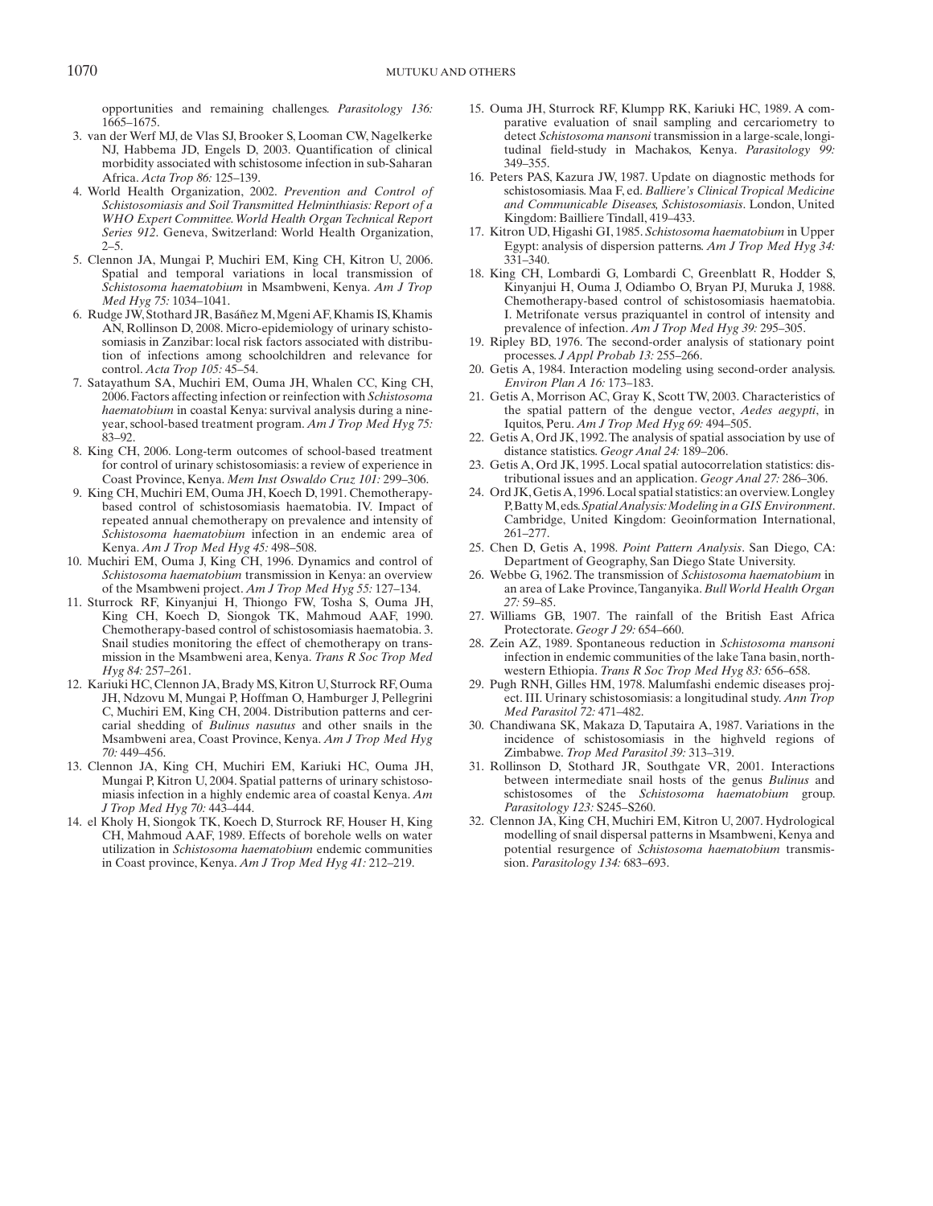opportunities and remaining challenges. *Parasitology 136:* 1665–1675.

3. van der Werf MJ, de Vlas SJ, Brooker S, Looman CW, Nagelkerke NJ, Habbema JD, Engels D, 2003. Quantification of clinical morbidity associated with schistosome infection in sub-Saharan Africa. *Acta Trop 86:* 125–139.
4. World Health Organization, 2002. *Prevention and Control of Schistosomiasis and Soil Transmitted Helminthiasis: Report of a WHO Expert Committee. World Health Organ Technical Report Series 912*. Geneva, Switzerland: World Health Organization, 2–5.
5. Clennon JA, Mungai P, Muchiri EM, King CH, Kitron U, 2006. Spatial and temporal variations in local transmission of *Schistosoma haematobium* in Msambweni, Kenya. *Am J Trop Med Hyg 75:* 1034–1041.
6. Rudge JW, Stothard JR, Basáñez M, Mgeni AF, Khamis IS, Khamis AN, Rollinson D, 2008. Micro-epidemiology of urinary schistosomiasis in Zanzibar: local risk factors associated with distribution of infections among schoolchildren and relevance for control. *Acta Trop 105:* 45–54.
7. Satayathum SA, Muchiri EM, Ouma JH, Whalen CC, King CH, 2006. Factors affecting infection or reinfection with *Schistosoma haematobium* in coastal Kenya: survival analysis during a nine-year, school-based treatment program. *Am J Trop Med Hyg 75:* 83–92.
8. King CH, 2006. Long-term outcomes of school-based treatment for control of urinary schistosomiasis: a review of experience in Coast Province, Kenya. *Mem Inst Oswaldo Cruz 101:* 299–306.
9. King CH, Muchiri EM, Ouma JH, Koech D, 1991. Chemotherapy-based control of schistosomiasis haematobia. IV. Impact of repeated annual chemotherapy on prevalence and intensity of *Schistosoma haematobium* infection in an endemic area of Kenya. *Am J Trop Med Hyg 45:* 498–508.
10. Muchiri EM, Ouma J, King CH, 1996. Dynamics and control of *Schistosoma haematobium* transmission in Kenya: an overview of the Msambweni project. *Am J Trop Med Hyg 55:* 127–134.
11. Sturrock RF, Kinyanjui H, Thiongo FW, Tosha S, Ouma JH, King CH, Koech D, Siongok TK, Mahmoud AAF, 1990. Chemotherapy-based control of schistosomiasis haematobia. 3. Snail studies monitoring the effect of chemotherapy on transmission in the Msambweni area, Kenya. *Trans R Soc Trop Med Hyg 84:* 257–261.
12. Kariuki HC, Clennon JA, Brady MS, Kitron U, Sturrock RF, Ouma JH, Ndzovu M, Mungai P, Hoffman O, Hamburger J, Pellegrini C, Muchiri EM, King CH, 2004. Distribution patterns and cercarial shedding of *Bulinus nasutus* and other snails in the Msambweni area, Coast Province, Kenya. *Am J Trop Med Hyg 70:* 449–456.
13. Clennon JA, King CH, Muchiri EM, Kariuki HC, Ouma JH, Mungai P, Kitron U, 2004. Spatial patterns of urinary schistosomiasis infection in a highly endemic area of coastal Kenya. *Am J Trop Med Hyg 70:* 443–444.
14. el Kholy H, Siongok TK, Koech D, Sturrock RF, Houser H, King CH, Mahmoud AAF, 1989. Effects of borehole wells on water utilization in *Schistosoma haematobium* endemic communities in Coast province, Kenya. *Am J Trop Med Hyg 41:* 212–219.
15. Ouma JH, Sturrock RF, Klumpp RK, Kariuki HC, 1989. A comparative evaluation of snail sampling and cercariometry to detect *Schistosoma mansoni* transmission in a large-scale, longitudinal field-study in Machakos, Kenya. *Parasitology 99:* 349–355.
16. Peters PAS, Kazura JW, 1987. Update on diagnostic methods for schistosomiasis. Maa F, ed. *Balliere's Clinical Tropical Medicine and Communicable Diseases, Schistosomiasis*. London, United Kingdom: Bailliere Tindall, 419–433.
17. Kitron UD, Higashi GI, 1985. *Schistosoma haematobium* in Upper Egypt: analysis of dispersion patterns. *Am J Trop Med Hyg 34:* 331–340.
18. King CH, Lombardi G, Lombardi C, Greenblatt R, Hodder S, Kinyanjui H, Ouma J, Odiambo O, Bryan PJ, Muruka J, 1988. Chemotherapy-based control of schistosomiasis haematobia. I. Metrifonate versus praziquantel in control of intensity and prevalence of infection. *Am J Trop Med Hyg 39:* 295–305.
19. Ripley BD, 1976. The second-order analysis of stationary point processes. *J Appl Probab 13:* 255–266.
20. Getis A, 1984. Interaction modeling using second-order analysis. *Environ Plan A 16:* 173–183.
21. Getis A, Morrison AC, Gray K, Scott TW, 2003. Characteristics of the spatial pattern of the dengue vector, *Aedes aegypti*, in Iquitos, Peru. *Am J Trop Med Hyg 69:* 494–505.
22. Getis A, Ord JK, 1992. The analysis of spatial association by use of distance statistics. *Geogr Anal 24:* 189–206.
23. Getis A, Ord JK, 1995. Local spatial autocorrelation statistics: distributional issues and an application. *Geogr Anal 27:* 286–306.
24. Ord JK, Getis A, 1996. Local spatial statistics: an overview. Longley P, Batty M, eds. *Spatial Analysis: Modeling in a GIS Environment*. Cambridge, United Kingdom: Geoinformation International, 261–277.
25. Chen D, Getis A, 1998. *Point Pattern Analysis*. San Diego, CA: Department of Geography, San Diego State University.
26. Webbe G, 1962. The transmission of *Schistosoma haematobium* in an area of Lake Province, Tanganyika. *Bull World Health Organ 27:* 59–85.
27. Williams GB, 1907. The rainfall of the British East Africa Protectorate. *Geogr J 29:* 654–660.
28. Zein AZ, 1989. Spontaneous reduction in *Schistosoma mansoni* infection in endemic communities of the lake Tana basin, northwestern Ethiopia. *Trans R Soc Trop Med Hyg 83:* 656–658.
29. Pugh RNH, Gilles HM, 1978. Malumfashi endemic diseases project. III. Urinary schistosomiasis: a longitudinal study. *Ann Trop Med Parasitol 72:* 471–482.
30. Chandiwana SK, Makaza D, Taputaira A, 1987. Variations in the incidence of schistosomiasis in the highveld regions of Zimbabwe. *Trop Med Parasitol 39:* 313–319.
31. Rollinson D, Stothard JR, Southgate VR, 2001. Interactions between intermediate snail hosts of the genus *Bulinus* and schistosomes of the *Schistosoma haematobium* group. *Parasitology 123:* S245–S260.
32. Clennon JA, King CH, Muchiri EM, Kitron U, 2007. Hydrological modelling of snail dispersal patterns in Msambweni, Kenya and potential resurgence of *Schistosoma haematobium* transmission. *Parasitology 134:* 683–693.